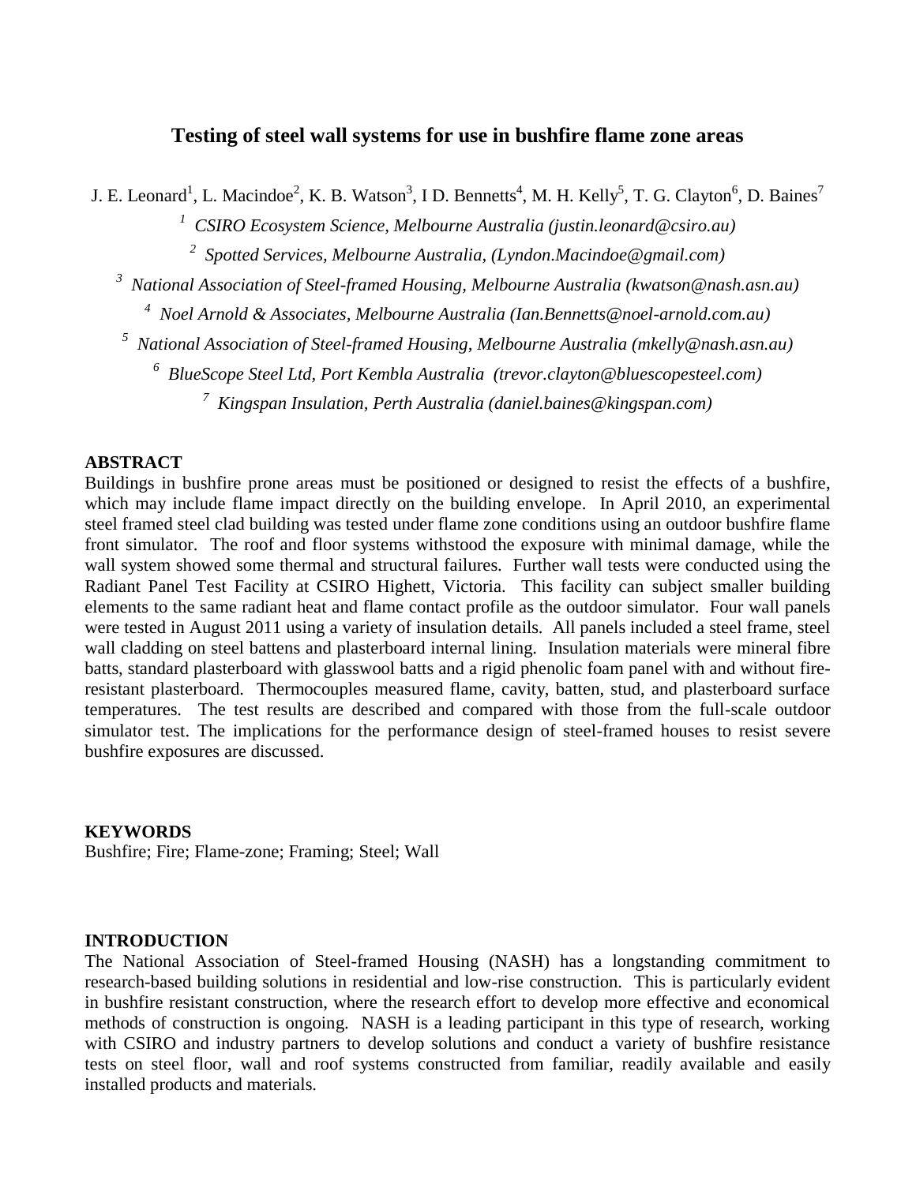# Testing of steel wall systems for use in bushfire flame zone areas

J. E. Leonard[1], L. Macindoe[2], K. B. Watson[3], I D. Bennetts[4], M. H. Kelly[5], T. G. Clayton[6], D. Baines[7]

[1] *CSIRO Ecosystem Science, Melbourne Australia (justin.leonard@csiro.au)*

[2] *Spotted Services, Melbourne Australia, (Lyndon.Macindoe@gmail.com)*

[3] *National Association of Steel-framed Housing, Melbourne Australia (kwatson@nash.asn.au)*

[4] *Noel Arnold & Associates, Melbourne Australia (Ian.Bennetts@noel-arnold.com.au)*

[5] *National Association of Steel-framed Housing, Melbourne Australia (mkelly@nash.asn.au)*

[6] *BlueScope Steel Ltd, Port Kembla Australia (trevor.clayton@bluescopesteel.com)*

[7] *Kingspan Insulation, Perth Australia (daniel.baines@kingspan.com)*

## ABSTRACT

Buildings in bushfire prone areas must be positioned or designed to resist the effects of a bushfire, which may include flame impact directly on the building envelope. In April 2010, an experimental steel framed steel clad building was tested under flame zone conditions using an outdoor bushfire flame front simulator. The roof and floor systems withstood the exposure with minimal damage, while the wall system showed some thermal and structural failures. Further wall tests were conducted using the Radiant Panel Test Facility at CSIRO Highett, Victoria. This facility can subject smaller building elements to the same radiant heat and flame contact profile as the outdoor simulator. Four wall panels were tested in August 2011 using a variety of insulation details. All panels included a steel frame, steel wall cladding on steel battens and plasterboard internal lining. Insulation materials were mineral fibre batts, standard plasterboard with glasswool batts and a rigid phenolic foam panel with and without fire-resistant plasterboard. Thermocouples measured flame, cavity, batten, stud, and plasterboard surface temperatures. The test results are described and compared with those from the full-scale outdoor simulator test. The implications for the performance design of steel-framed houses to resist severe bushfire exposures are discussed.

## KEYWORDS

Bushfire; Fire; Flame-zone; Framing; Steel; Wall

## INTRODUCTION

The National Association of Steel-framed Housing (NASH) has a longstanding commitment to research-based building solutions in residential and low-rise construction. This is particularly evident in bushfire resistant construction, where the research effort to develop more effective and economical methods of construction is ongoing. NASH is a leading participant in this type of research, working with CSIRO and industry partners to develop solutions and conduct a variety of bushfire resistance tests on steel floor, wall and roof systems constructed from familiar, readily available and easily installed products and materials.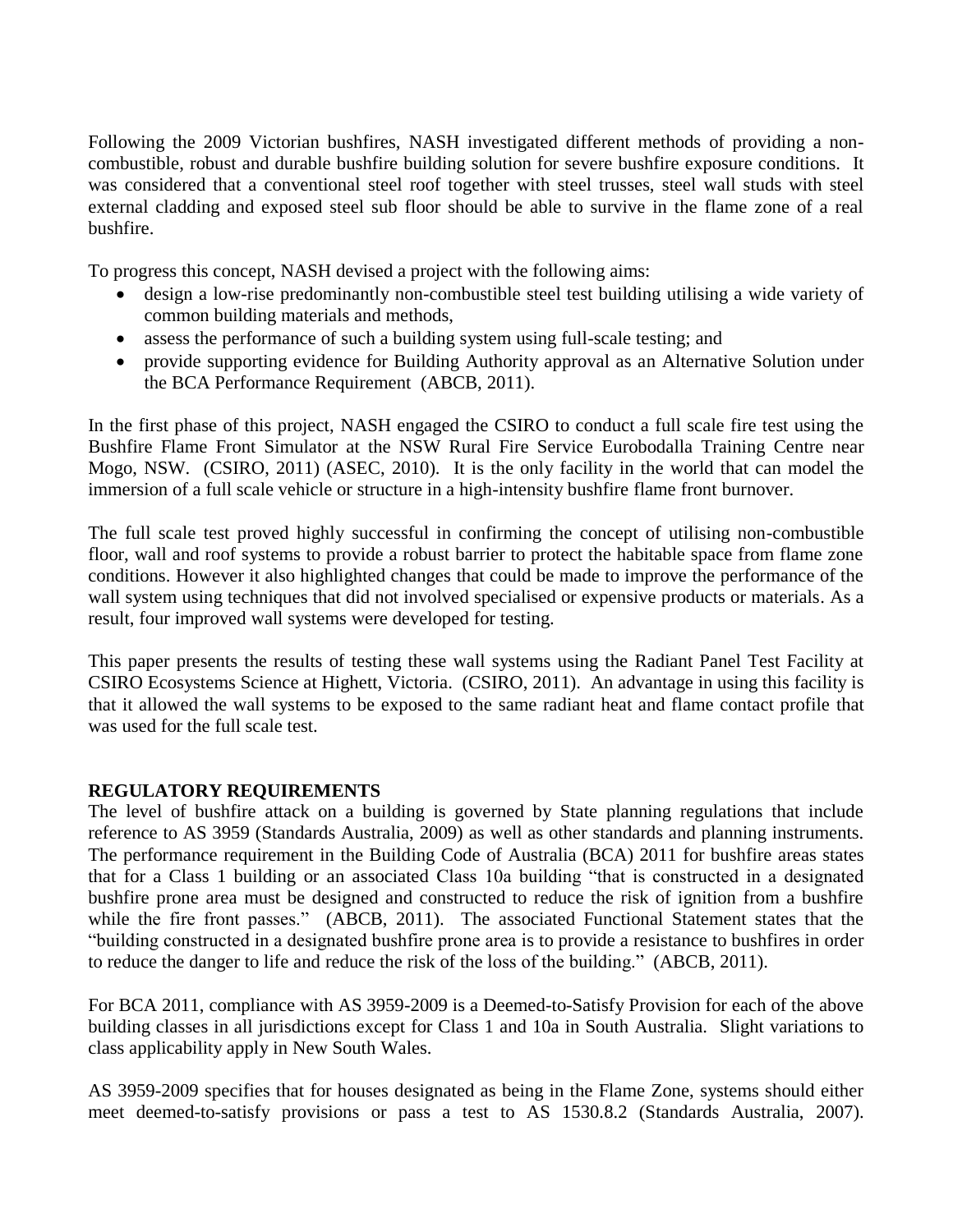Following the 2009 Victorian bushfires, NASH investigated different methods of providing a non-combustible, robust and durable bushfire building solution for severe bushfire exposure conditions. It was considered that a conventional steel roof together with steel trusses, steel wall studs with steel external cladding and exposed steel sub floor should be able to survive in the flame zone of a real bushfire.

To progress this concept, NASH devised a project with the following aims:

- design a low-rise predominantly non-combustible steel test building utilising a wide variety of common building materials and methods,
- assess the performance of such a building system using full-scale testing; and
- provide supporting evidence for Building Authority approval as an Alternative Solution under the BCA Performance Requirement (ABCB, 2011).

In the first phase of this project, NASH engaged the CSIRO to conduct a full scale fire test using the Bushfire Flame Front Simulator at the NSW Rural Fire Service Eurobodalla Training Centre near Mogo, NSW. (CSIRO, 2011) (ASEC, 2010). It is the only facility in the world that can model the immersion of a full scale vehicle or structure in a high-intensity bushfire flame front burnover.

The full scale test proved highly successful in confirming the concept of utilising non-combustible floor, wall and roof systems to provide a robust barrier to protect the habitable space from flame zone conditions. However it also highlighted changes that could be made to improve the performance of the wall system using techniques that did not involved specialised or expensive products or materials. As a result, four improved wall systems were developed for testing.

This paper presents the results of testing these wall systems using the Radiant Panel Test Facility at CSIRO Ecosystems Science at Highett, Victoria. (CSIRO, 2011). An advantage in using this facility is that it allowed the wall systems to be exposed to the same radiant heat and flame contact profile that was used for the full scale test.

## REGULATORY REQUIREMENTS

The level of bushfire attack on a building is governed by State planning regulations that include reference to AS 3959 (Standards Australia, 2009) as well as other standards and planning instruments. The performance requirement in the Building Code of Australia (BCA) 2011 for bushfire areas states that for a Class 1 building or an associated Class 10a building "that is constructed in a designated bushfire prone area must be designed and constructed to reduce the risk of ignition from a bushfire while the fire front passes." (ABCB, 2011). The associated Functional Statement states that the "building constructed in a designated bushfire prone area is to provide a resistance to bushfires in order to reduce the danger to life and reduce the risk of the loss of the building." (ABCB, 2011).

For BCA 2011, compliance with AS 3959-2009 is a Deemed-to-Satisfy Provision for each of the above building classes in all jurisdictions except for Class 1 and 10a in South Australia. Slight variations to class applicability apply in New South Wales.

AS 3959-2009 specifies that for houses designated as being in the Flame Zone, systems should either meet deemed-to-satisfy provisions or pass a test to AS 1530.8.2 (Standards Australia, 2007).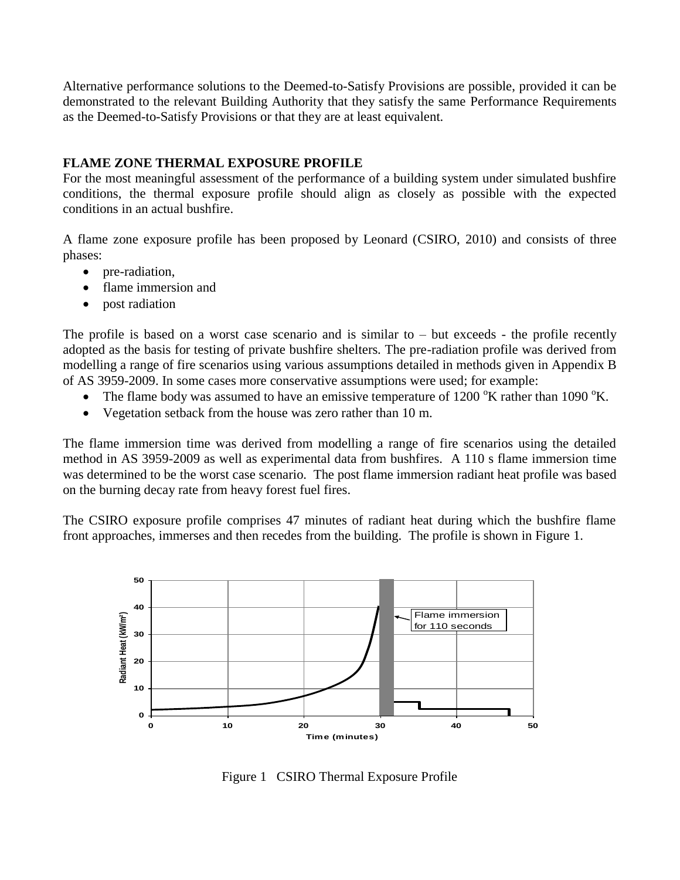Alternative performance solutions to the Deemed-to-Satisfy Provisions are possible, provided it can be demonstrated to the relevant Building Authority that they satisfy the same Performance Requirements as the Deemed-to-Satisfy Provisions or that they are at least equivalent.

## FLAME ZONE THERMAL EXPOSURE PROFILE

For the most meaningful assessment of the performance of a building system under simulated bushfire conditions, the thermal exposure profile should align as closely as possible with the expected conditions in an actual bushfire.

A flame zone exposure profile has been proposed by Leonard (CSIRO, 2010) and consists of three phases:

- pre-radiation,
- flame immersion and
- post radiation

The profile is based on a worst case scenario and is similar to – but exceeds - the profile recently adopted as the basis for testing of private bushfire shelters. The pre-radiation profile was derived from modelling a range of fire scenarios using various assumptions detailed in methods given in Appendix B of AS 3959-2009. In some cases more conservative assumptions were used; for example:

- The flame body was assumed to have an emissive temperature of 1200 $^{o}$K rather than 1090 $^{o}$K.
- Vegetation setback from the house was zero rather than 10 m.

The flame immersion time was derived from modelling a range of fire scenarios using the detailed method in AS 3959-2009 as well as experimental data from bushfires. A 110 s flame immersion time was determined to be the worst case scenario. The post flame immersion radiant heat profile was based on the burning decay rate from heavy forest fuel fires.

The CSIRO exposure profile comprises 47 minutes of radiant heat during which the bushfire flame front approaches, immerses and then recedes from the building. The profile is shown in Figure 1.

Figure 1 CSIRO Thermal Exposure Profile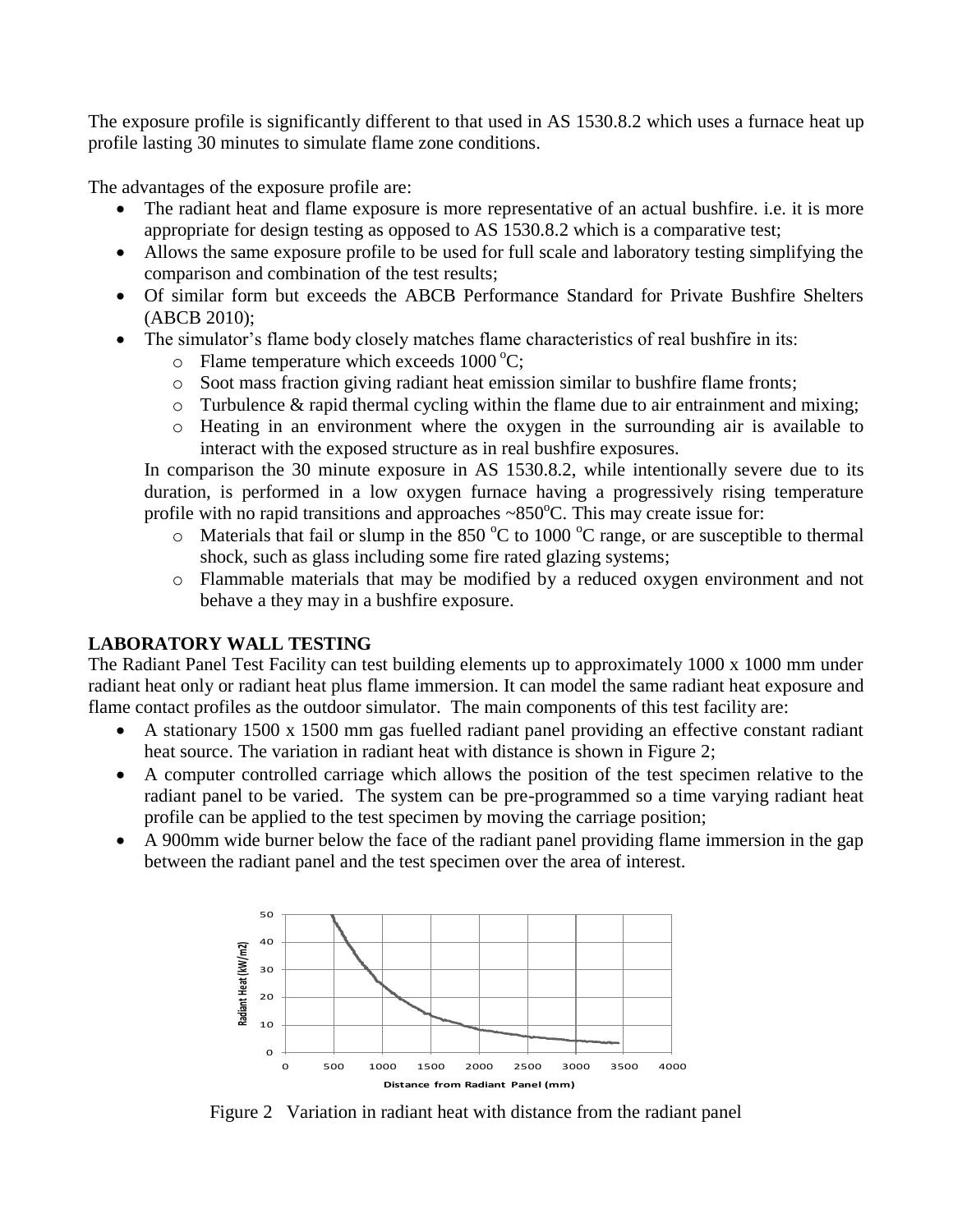The exposure profile is significantly different to that used in AS 1530.8.2 which uses a furnace heat up profile lasting 30 minutes to simulate flame zone conditions.

The advantages of the exposure profile are:

- The radiant heat and flame exposure is more representative of an actual bushfire. i.e. it is more appropriate for design testing as opposed to AS 1530.8.2 which is a comparative test;
- Allows the same exposure profile to be used for full scale and laboratory testing simplifying the comparison and combination of the test results;
- Of similar form but exceeds the ABCB Performance Standard for Private Bushfire Shelters (ABCB 2010);
- The simulator's flame body closely matches flame characteristics of real bushfire in its:
  - Flame temperature which exceeds 1000 $^{o}$C;
  - Soot mass fraction giving radiant heat emission similar to bushfire flame fronts;
  - Turbulence & rapid thermal cycling within the flame due to air entrainment and mixing;
  - Heating in an environment where the oxygen in the surrounding air is available to interact with the exposed structure as in real bushfire exposures.

  In comparison the 30 minute exposure in AS 1530.8.2, while intentionally severe due to its duration, is performed in a low oxygen furnace having a progressively rising temperature profile with no rapid transitions and approaches ~850$^{o}$C. This may create issue for:
  - Materials that fail or slump in the 850 $^{o}$C to 1000 $^{o}$C range, or are susceptible to thermal shock, such as glass including some fire rated glazing systems;
  - Flammable materials that may be modified by a reduced oxygen environment and not behave a they may in a bushfire exposure.

**LABORATORY WALL TESTING**

The Radiant Panel Test Facility can test building elements up to approximately 1000 x 1000 mm under radiant heat only or radiant heat plus flame immersion. It can model the same radiant heat exposure and flame contact profiles as the outdoor simulator. The main components of this test facility are:

- A stationary 1500 x 1500 mm gas fuelled radiant panel providing an effective constant radiant heat source. The variation in radiant heat with distance is shown in Figure 2;
- A computer controlled carriage which allows the position of the test specimen relative to the radiant panel to be varied. The system can be pre-programmed so a time varying radiant heat profile can be applied to the test specimen by moving the carriage position;
- A 900mm wide burner below the face of the radiant panel providing flame immersion in the gap between the radiant panel and the test specimen over the area of interest.

Figure 2 Variation in radiant heat with distance from the radiant panel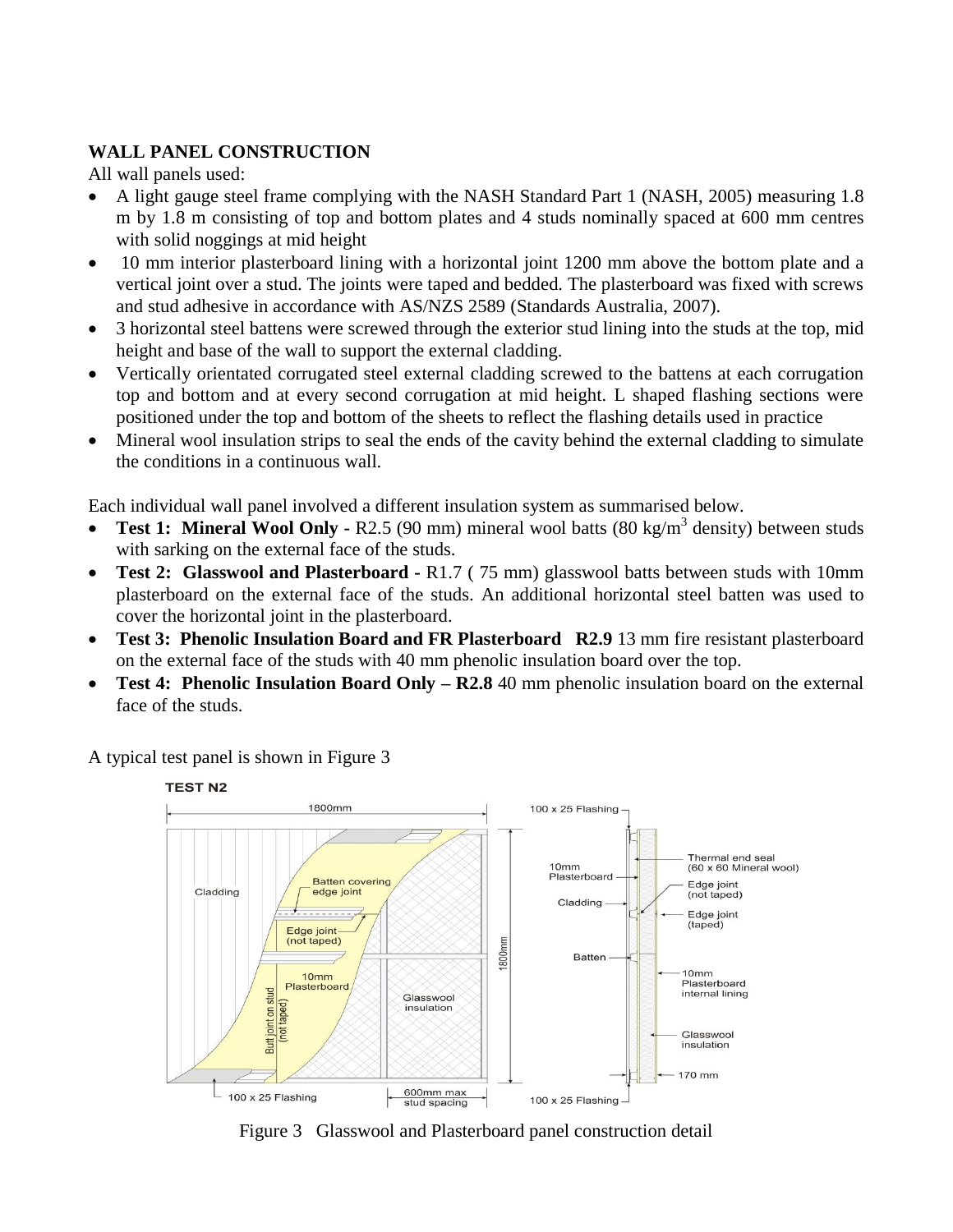**WALL PANEL CONSTRUCTION**

All wall panels used:

- A light gauge steel frame complying with the NASH Standard Part 1 (NASH, 2005) measuring 1.8 m by 1.8 m consisting of top and bottom plates and 4 studs nominally spaced at 600 mm centres with solid noggings at mid height
- 10 mm interior plasterboard lining with a horizontal joint 1200 mm above the bottom plate and a vertical joint over a stud. The joints were taped and bedded. The plasterboard was fixed with screws and stud adhesive in accordance with AS/NZS 2589 (Standards Australia, 2007).
- 3 horizontal steel battens were screwed through the exterior stud lining into the studs at the top, mid height and base of the wall to support the external cladding.
- Vertically orientated corrugated steel external cladding screwed to the battens at each corrugation top and bottom and at every second corrugation at mid height. L shaped flashing sections were positioned under the top and bottom of the sheets to reflect the flashing details used in practice
- Mineral wool insulation strips to seal the ends of the cavity behind the external cladding to simulate the conditions in a continuous wall.

Each individual wall panel involved a different insulation system as summarised below.

- **Test 1: Mineral Wool Only** - R2.5 (90 mm) mineral wool batts (80 kg/m$^3$ density) between studs with sarking on the external face of the studs.
- **Test 2: Glasswool and Plasterboard** - R1.7 ( 75 mm) glasswool batts between studs with 10mm plasterboard on the external face of the studs. An additional horizontal steel batten was used to cover the horizontal joint in the plasterboard.
- **Test 3: Phenolic Insulation Board and FR Plasterboard R2.9** 13 mm fire resistant plasterboard on the external face of the studs with 40 mm phenolic insulation board over the top.
- **Test 4: Phenolic Insulation Board Only – R2.8** 40 mm phenolic insulation board on the external face of the studs.

A typical test panel is shown in Figure 3

TEST N2

Figure 3 Glasswool and Plasterboard panel construction detail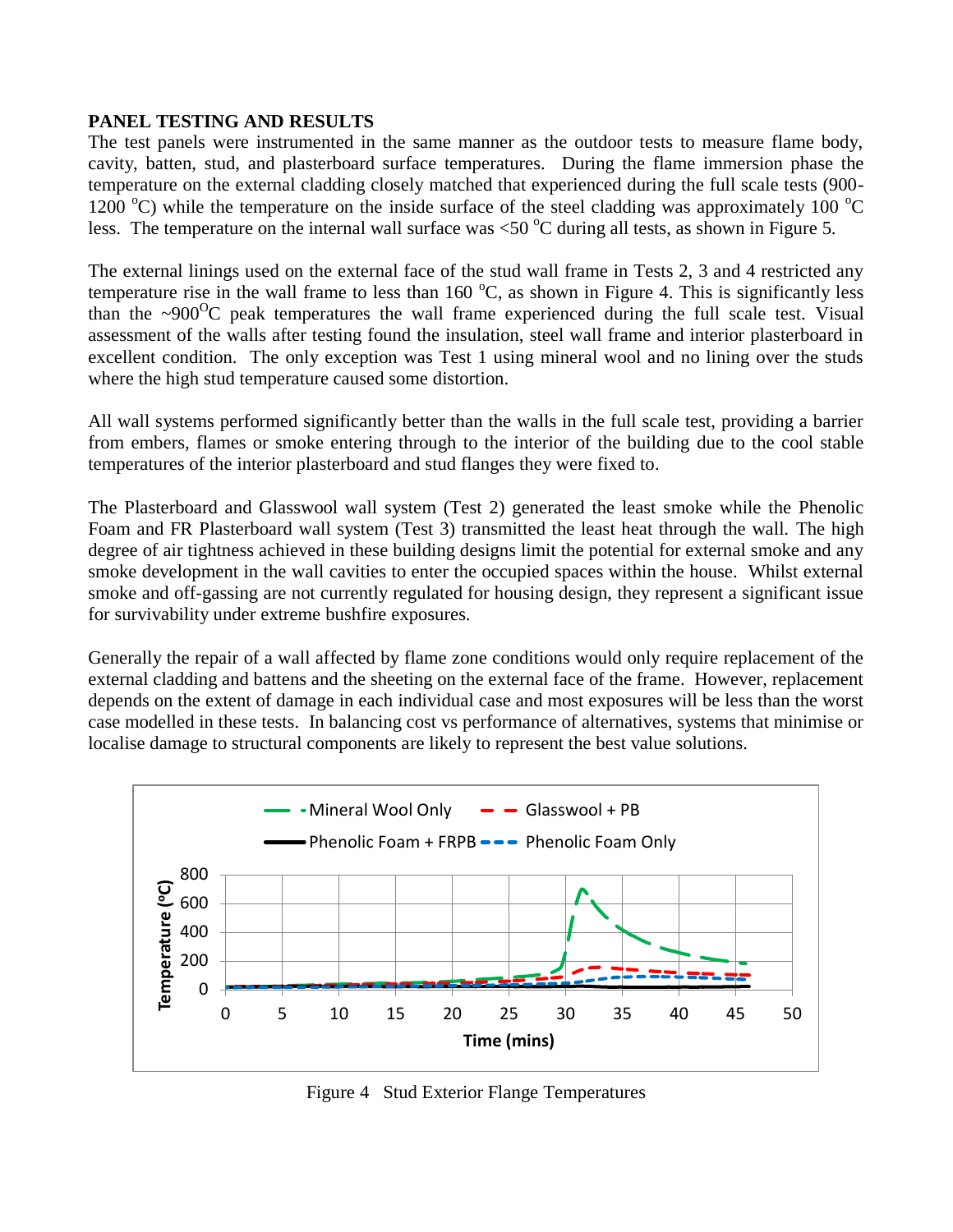**PANEL TESTING AND RESULTS**

The test panels were instrumented in the same manner as the outdoor tests to measure flame body, cavity, batten, stud, and plasterboard surface temperatures. During the flame immersion phase the temperature on the external cladding closely matched that experienced during the full scale tests (900-1200 °C) while the temperature on the inside surface of the steel cladding was approximately 100 °C less. The temperature on the internal wall surface was <50 °C during all tests, as shown in Figure 5.

The external linings used on the external face of the stud wall frame in Tests 2, 3 and 4 restricted any temperature rise in the wall frame to less than 160 °C, as shown in Figure 4. This is significantly less than the ~900°C peak temperatures the wall frame experienced during the full scale test. Visual assessment of the walls after testing found the insulation, steel wall frame and interior plasterboard in excellent condition. The only exception was Test 1 using mineral wool and no lining over the studs where the high stud temperature caused some distortion.

All wall systems performed significantly better than the walls in the full scale test, providing a barrier from embers, flames or smoke entering through to the interior of the building due to the cool stable temperatures of the interior plasterboard and stud flanges they were fixed to.

The Plasterboard and Glasswool wall system (Test 2) generated the least smoke while the Phenolic Foam and FR Plasterboard wall system (Test 3) transmitted the least heat through the wall. The high degree of air tightness achieved in these building designs limit the potential for external smoke and any smoke development in the wall cavities to enter the occupied spaces within the house. Whilst external smoke and off-gassing are not currently regulated for housing design, they represent a significant issue for survivability under extreme bushfire exposures.

Generally the repair of a wall affected by flame zone conditions would only require replacement of the external cladding and battens and the sheeting on the external face of the frame. However, replacement depends on the extent of damage in each individual case and most exposures will be less than the worst case modelled in these tests. In balancing cost vs performance of alternatives, systems that minimise or localise damage to structural components are likely to represent the best value solutions.

Figure 4 Stud Exterior Flange Temperatures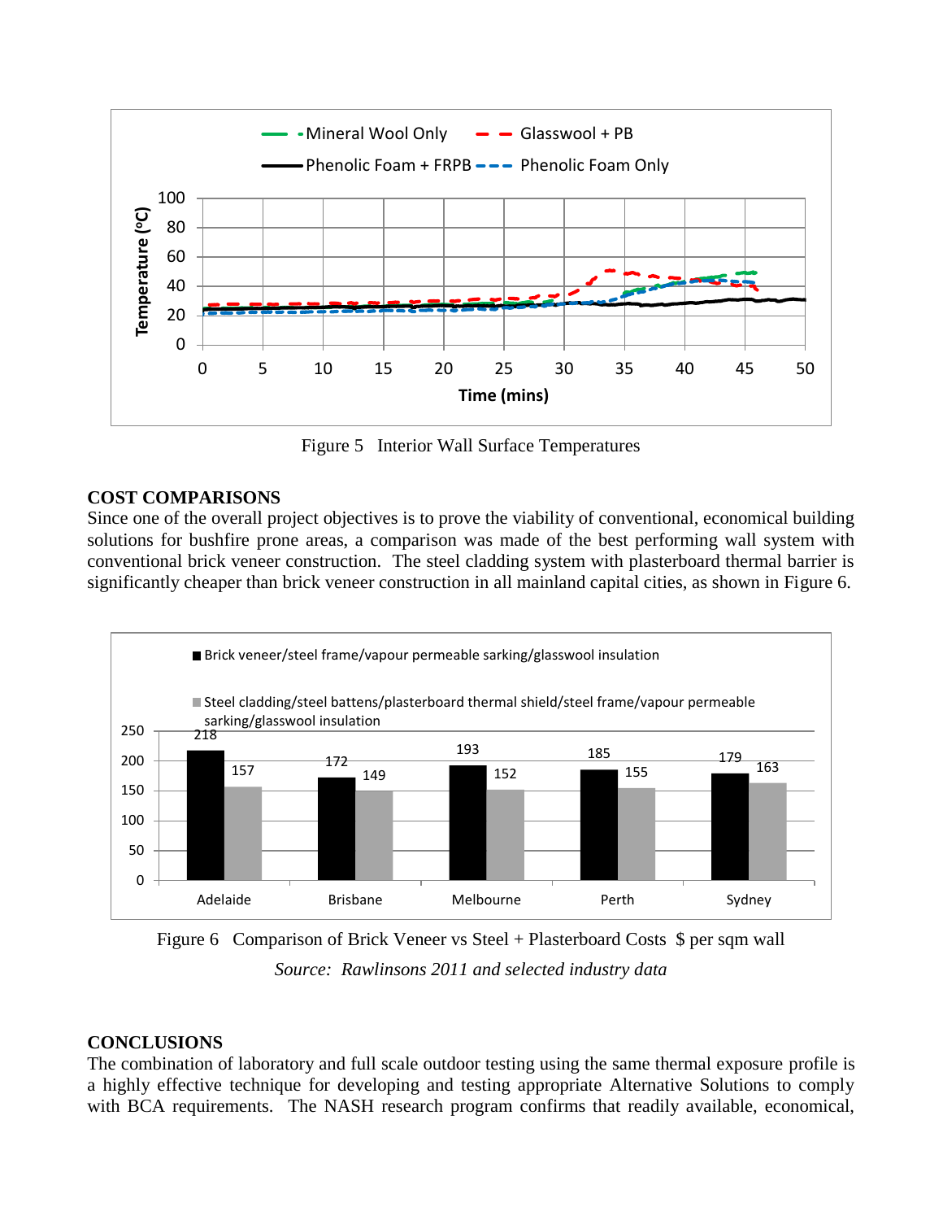Figure 5   Interior Wall Surface Temperatures

## COST COMPARISONS

Since one of the overall project objectives is to prove the viability of conventional, economical building solutions for bushfire prone areas, a comparison was made of the best performing wall system with conventional brick veneer construction. The steel cladding system with plasterboard thermal barrier is significantly cheaper than brick veneer construction in all mainland capital cities, as shown in Figure 6.

Figure 6   Comparison of Brick Veneer vs Steel + Plasterboard Costs  $ per sqm wall

*Source: Rawlinsons 2011 and selected industry data*

## CONCLUSIONS

The combination of laboratory and full scale outdoor testing using the same thermal exposure profile is a highly effective technique for developing and testing appropriate Alternative Solutions to comply with BCA requirements. The NASH research program confirms that readily available, economical,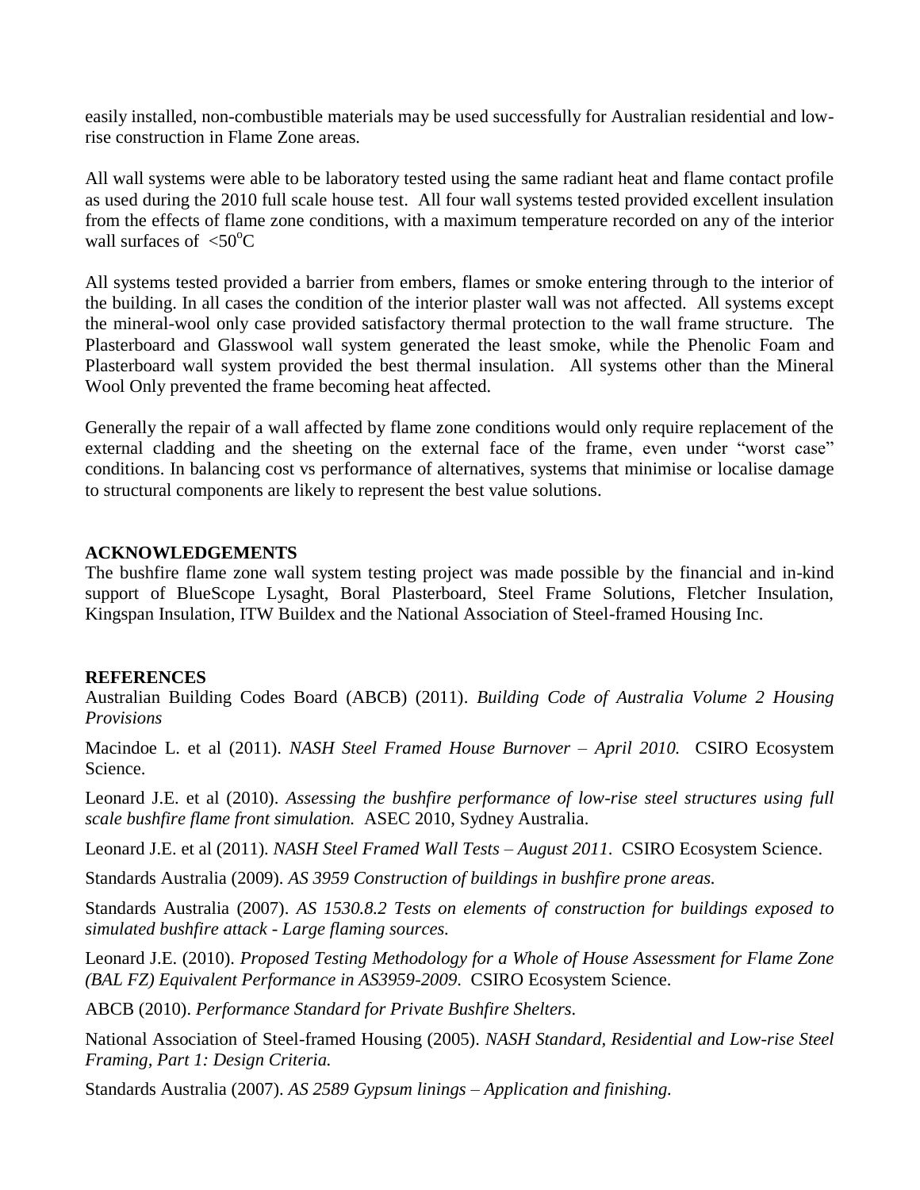easily installed, non-combustible materials may be used successfully for Australian residential and low-rise construction in Flame Zone areas.

All wall systems were able to be laboratory tested using the same radiant heat and flame contact profile as used during the 2010 full scale house test. All four wall systems tested provided excellent insulation from the effects of flame zone conditions, with a maximum temperature recorded on any of the interior wall surfaces of $<50^{o}C$

All systems tested provided a barrier from embers, flames or smoke entering through to the interior of the building. In all cases the condition of the interior plaster wall was not affected. All systems except the mineral-wool only case provided satisfactory thermal protection to the wall frame structure. The Plasterboard and Glasswool wall system generated the least smoke, while the Phenolic Foam and Plasterboard wall system provided the best thermal insulation. All systems other than the Mineral Wool Only prevented the frame becoming heat affected.

Generally the repair of a wall affected by flame zone conditions would only require replacement of the external cladding and the sheeting on the external face of the frame, even under "worst case" conditions. In balancing cost vs performance of alternatives, systems that minimise or localise damage to structural components are likely to represent the best value solutions.

## ACKNOWLEDGEMENTS

The bushfire flame zone wall system testing project was made possible by the financial and in-kind support of BlueScope Lysaght, Boral Plasterboard, Steel Frame Solutions, Fletcher Insulation, Kingspan Insulation, ITW Buildex and the National Association of Steel-framed Housing Inc.

## REFERENCES

Australian Building Codes Board (ABCB) (2011). *Building Code of Australia Volume 2 Housing Provisions*

Macindoe L. et al (2011). *NASH Steel Framed House Burnover – April 2010.* CSIRO Ecosystem Science.

Leonard J.E. et al (2010). *Assessing the bushfire performance of low-rise steel structures using full scale bushfire flame front simulation.* ASEC 2010, Sydney Australia.

Leonard J.E. et al (2011). *NASH Steel Framed Wall Tests – August 2011.* CSIRO Ecosystem Science.

Standards Australia (2009). *AS 3959 Construction of buildings in bushfire prone areas.*

Standards Australia (2007). *AS 1530.8.2 Tests on elements of construction for buildings exposed to simulated bushfire attack - Large flaming sources.*

Leonard J.E. (2010). *Proposed Testing Methodology for a Whole of House Assessment for Flame Zone (BAL FZ) Equivalent Performance in AS3959-2009.* CSIRO Ecosystem Science.

ABCB (2010). *Performance Standard for Private Bushfire Shelters.*

National Association of Steel-framed Housing (2005). *NASH Standard, Residential and Low-rise Steel Framing, Part 1: Design Criteria.*

Standards Australia (2007). *AS 2589 Gypsum linings – Application and finishing.*